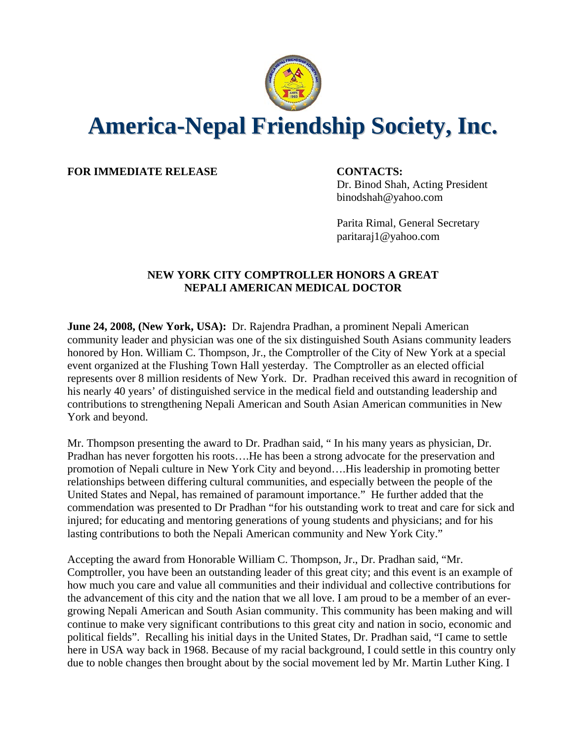# America-Nepal Friendship Society, Inc.

**FOR IMMEDIATE RELEASE**

**CONTACTS:**
Dr. Binod Shah, Acting President
binodshah@yahoo.com

Parita Rimal, General Secretary
paritaraj1@yahoo.com

## NEW YORK CITY COMPTROLLER HONORS A GREAT NEPALI AMERICAN MEDICAL DOCTOR

**June 24, 2008, (New York, USA):** Dr. Rajendra Pradhan, a prominent Nepali American community leader and physician was one of the six distinguished South Asians community leaders honored by Hon. William C. Thompson, Jr., the Comptroller of the City of New York at a special event organized at the Flushing Town Hall yesterday. The Comptroller as an elected official represents over 8 million residents of New York. Dr. Pradhan received this award in recognition of his nearly 40 years' of distinguished service in the medical field and outstanding leadership and contributions to strengthening Nepali American and South Asian American communities in New York and beyond.

Mr. Thompson presenting the award to Dr. Pradhan said, " In his many years as physician, Dr. Pradhan has never forgotten his roots….He has been a strong advocate for the preservation and promotion of Nepali culture in New York City and beyond….His leadership in promoting better relationships between differing cultural communities, and especially between the people of the United States and Nepal, has remained of paramount importance." He further added that the commendation was presented to Dr Pradhan "for his outstanding work to treat and care for sick and injured; for educating and mentoring generations of young students and physicians; and for his lasting contributions to both the Nepali American community and New York City."

Accepting the award from Honorable William C. Thompson, Jr., Dr. Pradhan said, "Mr. Comptroller, you have been an outstanding leader of this great city; and this event is an example of how much you care and value all communities and their individual and collective contributions for the advancement of this city and the nation that we all love. I am proud to be a member of an ever-growing Nepali American and South Asian community. This community has been making and will continue to make very significant contributions to this great city and nation in socio, economic and political fields". Recalling his initial days in the United States, Dr. Pradhan said, "I came to settle here in USA way back in 1968. Because of my racial background, I could settle in this country only due to noble changes then brought about by the social movement led by Mr. Martin Luther King. I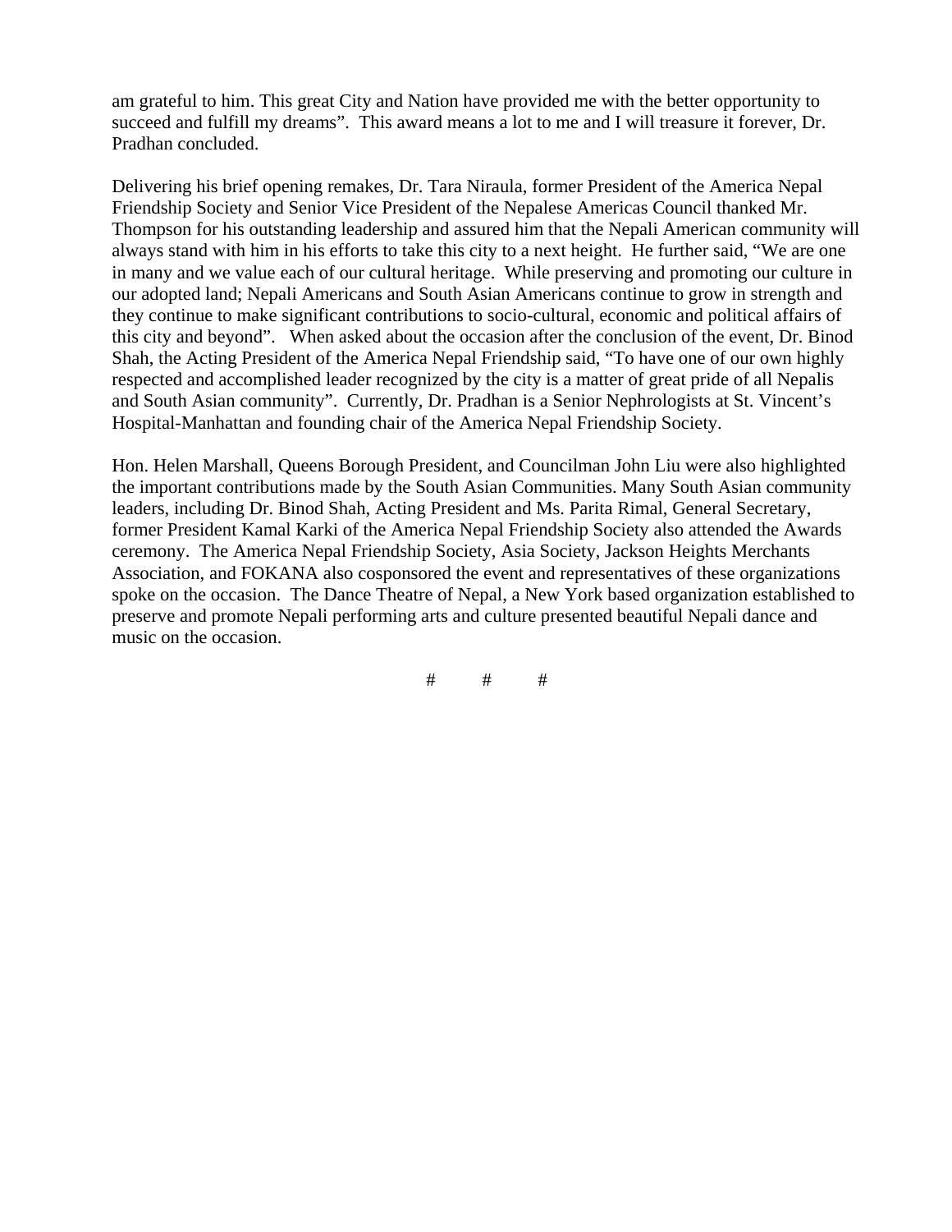am grateful to him. This great City and Nation have provided me with the better opportunity to succeed and fulfill my dreams". This award means a lot to me and I will treasure it forever, Dr. Pradhan concluded.

Delivering his brief opening remakes, Dr. Tara Niraula, former President of the America Nepal Friendship Society and Senior Vice President of the Nepalese Americas Council thanked Mr. Thompson for his outstanding leadership and assured him that the Nepali American community will always stand with him in his efforts to take this city to a next height. He further said, "We are one in many and we value each of our cultural heritage. While preserving and promoting our culture in our adopted land; Nepali Americans and South Asian Americans continue to grow in strength and they continue to make significant contributions to socio-cultural, economic and political affairs of this city and beyond". When asked about the occasion after the conclusion of the event, Dr. Binod Shah, the Acting President of the America Nepal Friendship said, "To have one of our own highly respected and accomplished leader recognized by the city is a matter of great pride of all Nepalis and South Asian community". Currently, Dr. Pradhan is a Senior Nephrologists at St. Vincent's Hospital-Manhattan and founding chair of the America Nepal Friendship Society.

Hon. Helen Marshall, Queens Borough President, and Councilman John Liu were also highlighted the important contributions made by the South Asian Communities. Many South Asian community leaders, including Dr. Binod Shah, Acting President and Ms. Parita Rimal, General Secretary, former President Kamal Karki of the America Nepal Friendship Society also attended the Awards ceremony. The America Nepal Friendship Society, Asia Society, Jackson Heights Merchants Association, and FOKANA also cosponsored the event and representatives of these organizations spoke on the occasion. The Dance Theatre of Nepal, a New York based organization established to preserve and promote Nepali performing arts and culture presented beautiful Nepali dance and music on the occasion.

# # #